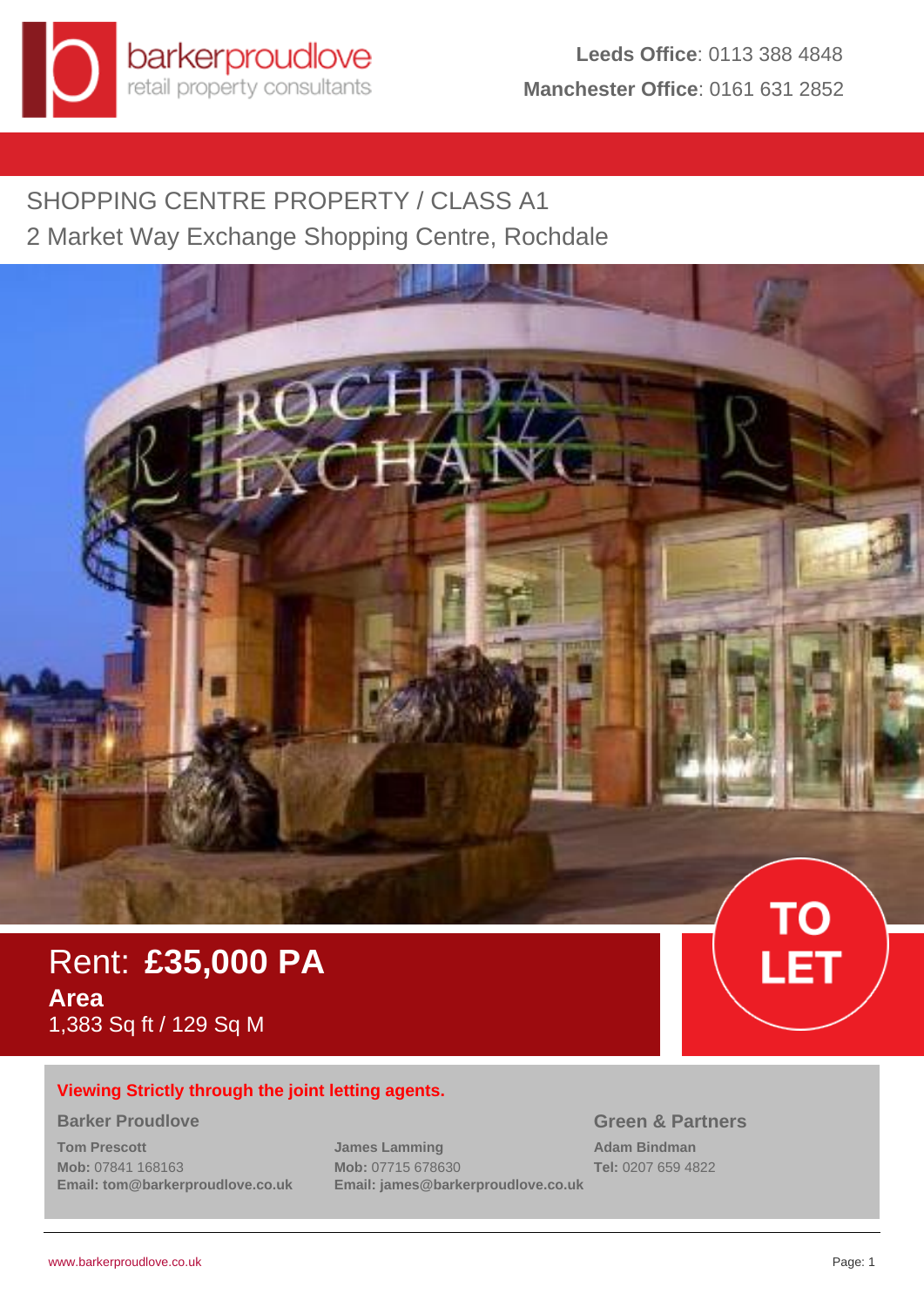barkerproudlove
retail property consultants

**Leeds Office**: 0113 388 4848
**Manchester Office**: 0161 631 2852

## SHOPPING CENTRE PROPERTY / CLASS A1

## 2 Market Way Exchange Shopping Centre, Rochdale

Rent: **£35,000 PA**

**Area**
1,383 Sq ft / 129 Sq M

**TO LET**

**Viewing Strictly through the joint letting agents.**

### Barker Proudlove

**Tom Prescott**
**Mob:** 07841 168163
**Email: tom@barkerproudlove.co.uk**

**James Lamming**
**Mob:** 07715 678630
**Email: james@barkerproudlove.co.uk**

### Green & Partners

**Adam Bindman**
**Tel:** 0207 659 4822

www.barkerproudlove.co.uk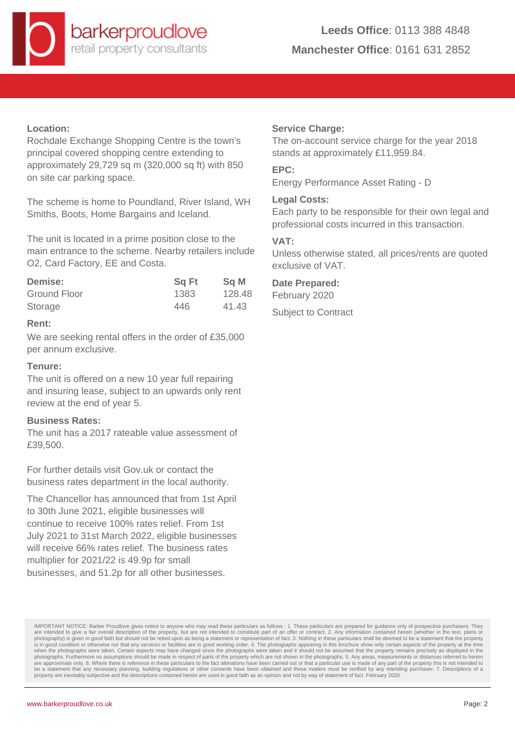**Leeds Office**: 0113 388 4848

**Manchester Office**: 0161 631 2852

**Location:**

Rochdale Exchange Shopping Centre is the town's principal covered shopping centre extending to approximately 29,729 sq m (320,000 sq ft) with 850 on site car parking space.

The scheme is home to Poundland, River Island, WH Smiths, Boots, Home Bargains and Iceland.

The unit is located in a prime position close to the main entrance to the scheme. Nearby retailers include O2, Card Factory, EE and Costa.

| Demise: | Sq Ft | Sq M |
|---|---|---|
| Ground Floor | 1383 | 128.48 |
| Storage | 446 | 41.43 |

**Rent:**

We are seeking rental offers in the order of £35,000 per annum exclusive.

**Tenure:**

The unit is offered on a new 10 year full repairing and insuring lease, subject to an upwards only rent review at the end of year 5.

**Business Rates:**

The unit has a 2017 rateable value assessment of £39,500.

For further details visit Gov.uk or contact the business rates department in the local authority.

The Chancellor has announced that from 1st April to 30th June 2021, eligible businesses will continue to receive 100% rates relief. From 1st July 2021 to 31st March 2022, eligible businesses will receive 66% rates relief. The business rates multiplier for 2021/22 is 49.9p for small businesses, and 51.2p for all other businesses.

**Service Charge:**

The on-account service charge for the year 2018 stands at approximately £11,959.84.

**EPC:**

Energy Performance Asset Rating - D

**Legal Costs:**

Each party to be responsible for their own legal and professional costs incurred in this transaction.

**VAT:**

Unless otherwise stated, all prices/rents are quoted exclusive of VAT.

**Date Prepared:**

February 2020

Subject to Contract

IMPORTANT NOTICE: Barker Proudlove gives notice to anyone who may read these particulars as follows : 1. These particulars are prepared for guidance only of prospective purchasers. They are intended to give a fair overall description of the property, but are not intended to constitute part of an offer or contract. 2. Any information contained herein (whether in the text, plans or photography) is given in good faith but should not be relied upon as being a statement or representation of fact. 3. Nothing in these particulars shall be deemed to be a statement that the property is in good condition or otherwise nor that any services or facilities are in good working order. 4. The photographs appearing in this brochure show only certain aspects of the property at the time when the photographs were taken. Certain aspects may have changed since the photographs were taken and it should not be assumed that the property remains precisely as displayed in the photographs. Furthermore no assumptions should be made in respect of parts of the property which are not shown in the photographs. 5. Any areas, measurements or distances referred to herein are approximate only. 6. Where there is reference in these particulars to the fact alterations have been carried out or that a particular use is made of any part of the property this is not intended to be a statement that any necessary planning, building regulations or other consents have been obtained and these matters must be verified by any intending purchaser. 7. Descriptions of a property are inevitably subjective and the descriptions contained herein are used in good faith as an opinion and not by way of statement of fact. February 2020

www.barkerproudlove.co.uk